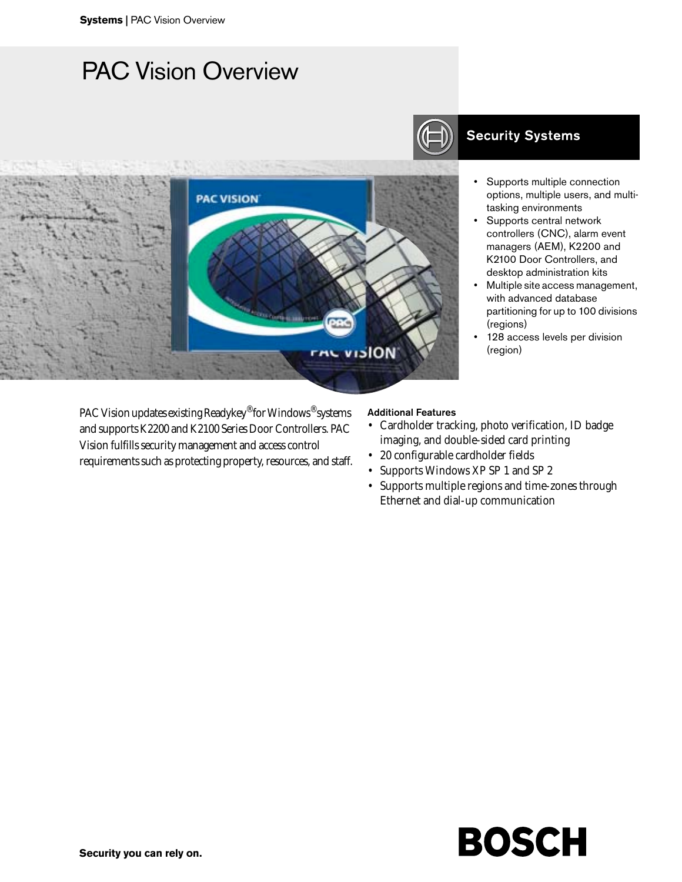# PAC Vision Overview

Security Systems

- Supports multiple connection options, multiple users, and multi-tasking environments
- Supports central network controllers (CNC), alarm event managers (AEM), K2200 and K2100 Door Controllers, and desktop administration kits
- Multiple site access management, with advanced database partitioning for up to 100 divisions (regions)
- 128 access levels per division (region)

PAC Vision updates existing Readykey® for Windows® systems and supports K2200 and K2100 Series Door Controllers. PAC Vision fulfills security management and access control requirements such as protecting property, resources, and staff.

**Additional Features**

- Cardholder tracking, photo verification, ID badge imaging, and double-sided card printing
- 20 configurable cardholder fields
- Supports Windows XP SP 1 and SP 2
- Supports multiple regions and time-zones through Ethernet and dial-up communication

**Security you can rely on.**

BOSCH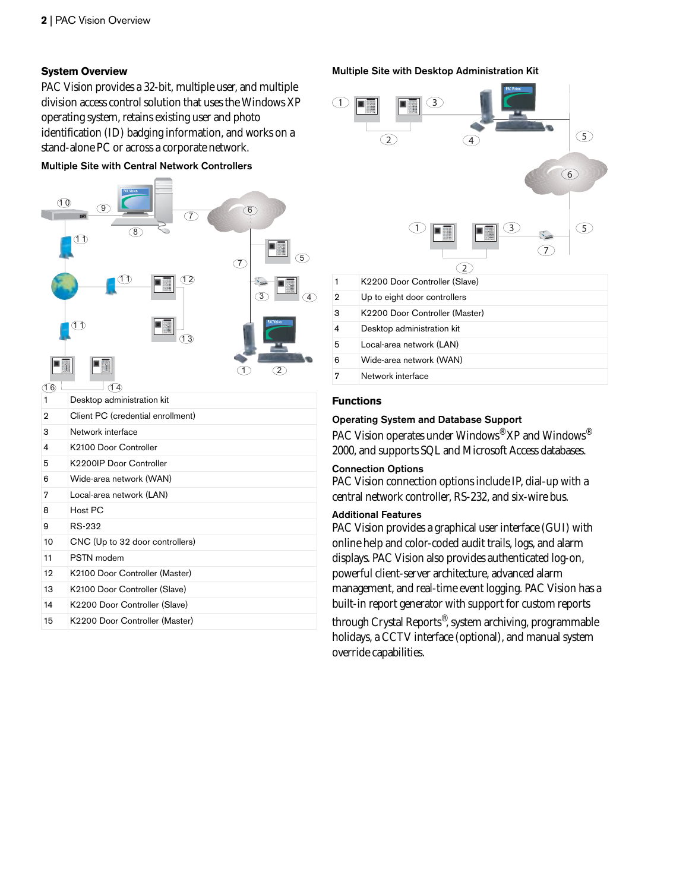## System Overview

PAC Vision provides a 32-bit, multiple user, and multiple division access control solution that uses the Windows XP operating system, retains existing user and photo identification (ID) badging information, and works on a stand-alone PC or across a corporate network.

### Multiple Site with Central Network Controllers

| | |
|---|---|
| 1 | Desktop administration kit |
| 2 | Client PC (credential enrollment) |
| 3 | Network interface |
| 4 | K2100 Door Controller |
| 5 | K2200IP Door Controller |
| 6 | Wide-area network (WAN) |
| 7 | Local-area network (LAN) |
| 8 | Host PC |
| 9 | RS-232 |
| 10 | CNC (Up to 32 door controllers) |
| 11 | PSTN modem |
| 12 | K2100 Door Controller (Master) |
| 13 | K2100 Door Controller (Slave) |
| 14 | K2200 Door Controller (Slave) |
| 15 | K2200 Door Controller (Master) |

### Multiple Site with Desktop Administration Kit

| | |
|---|---|
| 1 | K2200 Door Controller (Slave) |
| 2 | Up to eight door controllers |
| 3 | K2200 Door Controller (Master) |
| 4 | Desktop administration kit |
| 5 | Local-area network (LAN) |
| 6 | Wide-area network (WAN) |
| 7 | Network interface |

## Functions

### Operating System and Database Support

PAC Vision operates under Windows® XP and Windows® 2000, and supports SQL and Microsoft Access databases.

### Connection Options

PAC Vision connection options include IP, dial-up with a central network controller, RS-232, and six-wire bus.

### Additional Features

PAC Vision provides a graphical user interface (GUI) with online help and color-coded audit trails, logs, and alarm displays. PAC Vision also provides authenticated log-on, powerful client-server architecture, advanced alarm management, and real-time event logging. PAC Vision has a built-in report generator with support for custom reports through Crystal Reports®, system archiving, programmable holidays, a CCTV interface (optional), and manual system override capabilities.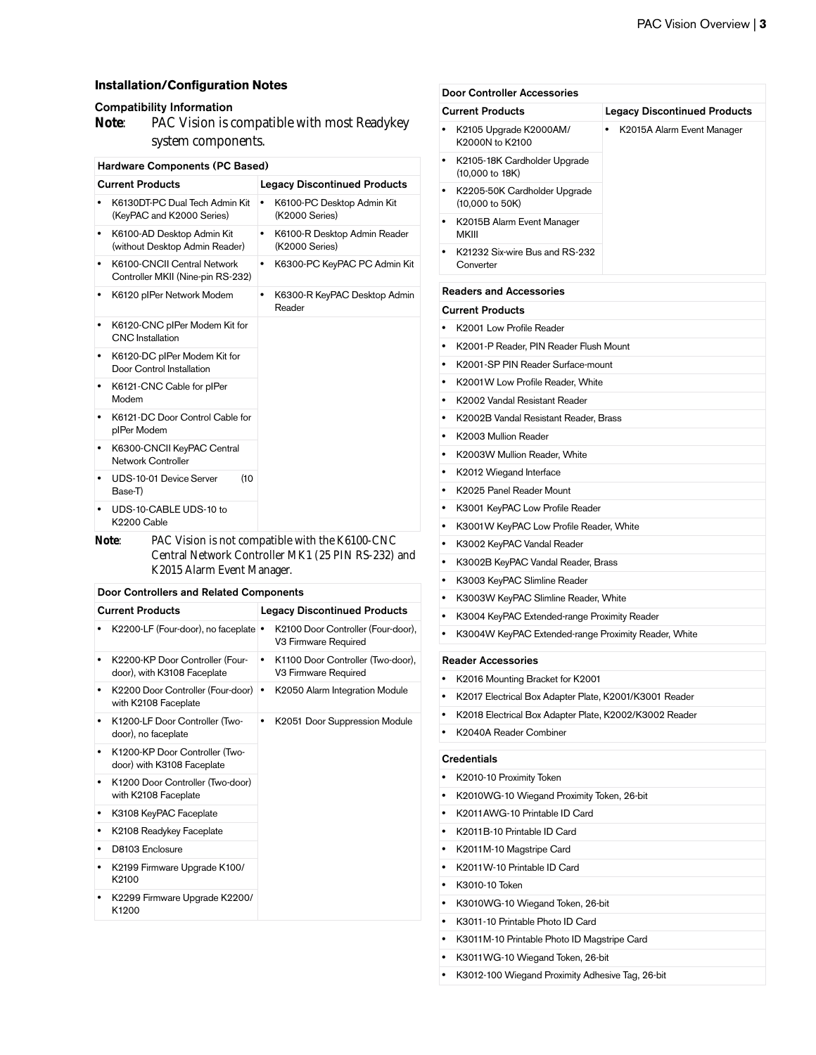## Installation/Configuration Notes

### Compatibility Information

**Note**: PAC Vision is compatible with most Readykey system components.

| Hardware Components (PC Based) | |
|---|---|
| **Current Products** | **Legacy Discontinued Products** |
| • K6130DT-PC Dual Tech Admin Kit (KeyPAC and K2000 Series) | • K6100-PC Desktop Admin Kit (K2000 Series) |
| • K6100-AD Desktop Admin Kit (without Desktop Admin Reader) | • K6100-R Desktop Admin Reader (K2000 Series) |
| • K6100-CNCII Central Network Controller MKII (Nine-pin RS-232) | • K6300-PC KeyPAC PC Admin Kit |
| • K6120 pIPer Network Modem | • K6300-R KeyPAC Desktop Admin Reader |
| • K6120-CNC pIPer Modem Kit for CNC Installation | |
| • K6120-DC pIPer Modem Kit for Door Control Installation | |
| • K6121-CNC Cable for pIPer Modem | |
| • K6121-DC Door Control Cable for pIPer Modem | |
| • K6300-CNCII KeyPAC Central Network Controller | |
| • UDS-10-01 Device Server (10 Base-T) | |
| • UDS-10-CABLE UDS-10 to K2200 Cable | |

**Note**: PAC Vision is not compatible with the K6100-CNC Central Network Controller MK1 (25 PIN RS-232) and K2015 Alarm Event Manager.

| Door Controllers and Related Components | |
|---|---|
| **Current Products** | **Legacy Discontinued Products** |
| • K2200-LF (Four-door), no faceplate | • K2100 Door Controller (Four-door), V3 Firmware Required |
| • K2200-KP Door Controller (Four-door), with K3108 Faceplate | • K1100 Door Controller (Two-door), V3 Firmware Required |
| • K2200 Door Controller (Four-door) with K2108 Faceplate | • K2050 Alarm Integration Module |
| • K1200-LF Door Controller (Two-door), no faceplate | • K2051 Door Suppression Module |
| • K1200-KP Door Controller (Two-door) with K3108 Faceplate | |
| • K1200 Door Controller (Two-door) with K2108 Faceplate | |
| • K3108 KeyPAC Faceplate | |
| • K2108 Readykey Faceplate | |
| • D8103 Enclosure | |
| • K2199 Firmware Upgrade K100/ K2100 | |
| • K2299 Firmware Upgrade K2200/ K1200 | |

| Door Controller Accessories | |
|---|---|
| **Current Products** | **Legacy Discontinued Products** |
| • K2105 Upgrade K2000AM/ K2000N to K2100 | • K2015A Alarm Event Manager |
| • K2105-18K Cardholder Upgrade (10,000 to 18K) | |
| • K2205-50K Cardholder Upgrade (10,000 to 50K) | |
| • K2015B Alarm Event Manager MKIII | |
| • K21232 Six-wire Bus and RS-232 Converter | |

| Readers and Accessories |
|---|
| **Current Products** |
| • K2001 Low Profile Reader |
| • K2001-P Reader, PIN Reader Flush Mount |
| • K2001-SP PIN Reader Surface-mount |
| • K2001W Low Profile Reader, White |
| • K2002 Vandal Resistant Reader |
| • K2002B Vandal Resistant Reader, Brass |
| • K2003 Mullion Reader |
| • K2003W Mullion Reader, White |
| • K2012 Wiegand Interface |
| • K2025 Panel Reader Mount |
| • K3001 KeyPAC Low Profile Reader |
| • K3001W KeyPAC Low Profile Reader, White |
| • K3002 KeyPAC Vandal Reader |
| • K3002B KeyPAC Vandal Reader, Brass |
| • K3003 KeyPAC Slimline Reader |
| • K3003W KeyPAC Slimline Reader, White |
| • K3004 KeyPAC Extended-range Proximity Reader |
| • K3004W KeyPAC Extended-range Proximity Reader, White |

| Reader Accessories |
|---|
| • K2016 Mounting Bracket for K2001 |
| • K2017 Electrical Box Adapter Plate, K2001/K3001 Reader |
| • K2018 Electrical Box Adapter Plate, K2002/K3002 Reader |
| • K2040A Reader Combiner |

| Credentials |
|---|
| • K2010-10 Proximity Token |
| • K2010WG-10 Wiegand Proximity Token, 26-bit |
| • K2011AWG-10 Printable ID Card |
| • K2011B-10 Printable ID Card |
| • K2011M-10 Magstripe Card |
| • K2011W-10 Printable ID Card |
| • K3010-10 Token |
| • K3010WG-10 Wiegand Token, 26-bit |
| • K3011-10 Printable Photo ID Card |
| • K3011M-10 Printable Photo ID Magstripe Card |
| • K3011WG-10 Wiegand Token, 26-bit |
| • K3012-100 Wiegand Proximity Adhesive Tag, 26-bit |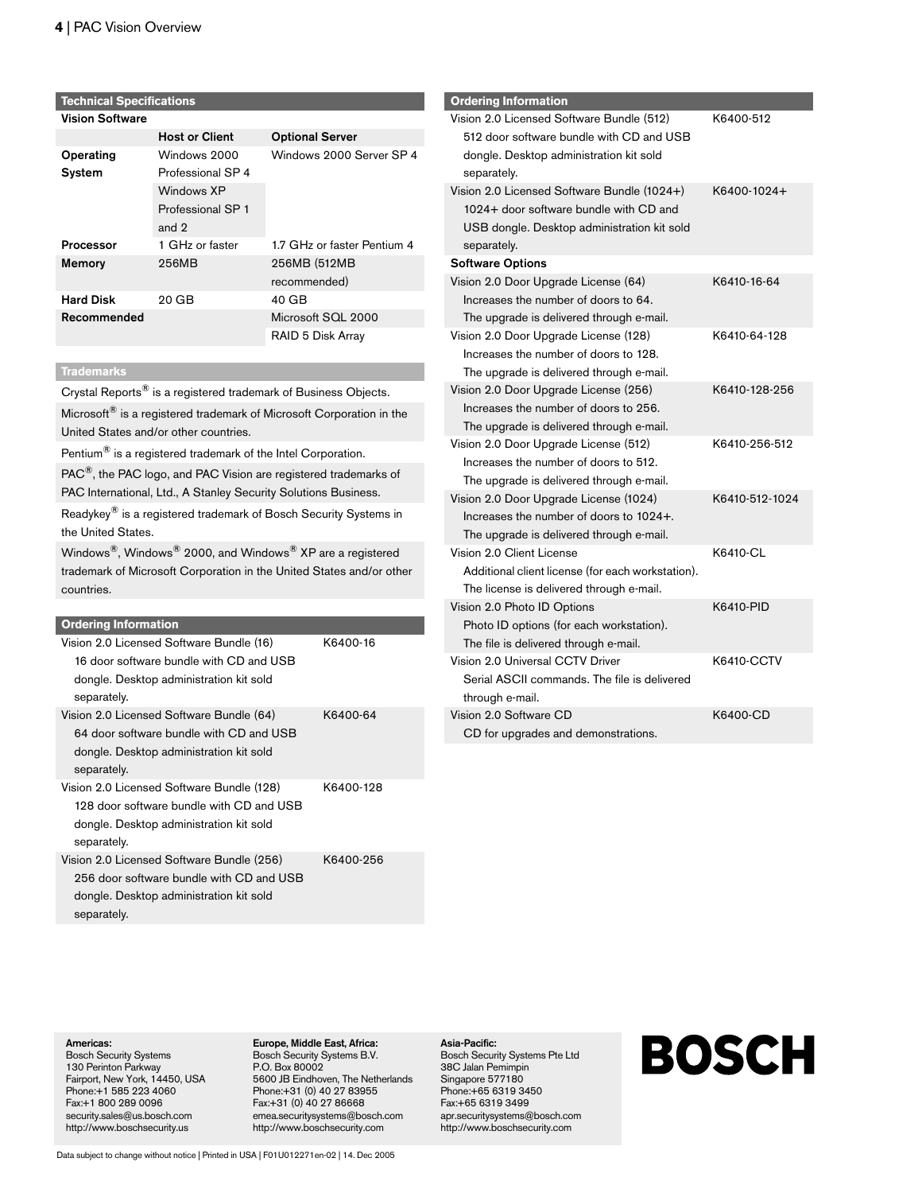## Technical Specifications

**Vision Software**

| | Host or Client | Optional Server |
|---|---|---|
| **Operating System** | Windows 2000 Professional SP 4 | Windows 2000 Server SP 4 |
| | Windows XP Professional SP 1 and 2 | |
| **Processor** | 1 GHz or faster | 1.7 GHz or faster Pentium 4 |
| **Memory** | 256MB | 256MB (512MB recommended) |
| **Hard Disk** | 20 GB | 40 GB |
| **Recommended** | | Microsoft SQL 2000 |
| | | RAID 5 Disk Array |

## Trademarks

Crystal Reports® is a registered trademark of Business Objects.

Microsoft® is a registered trademark of Microsoft Corporation in the United States and/or other countries.

Pentium® is a registered trademark of the Intel Corporation.

PAC®, the PAC logo, and PAC Vision are registered trademarks of PAC International, Ltd., A Stanley Security Solutions Business.

Readykey® is a registered trademark of Bosch Security Systems in the United States.

Windows®, Windows® 2000, and Windows® XP are a registered trademark of Microsoft Corporation in the United States and/or other countries.

## Ordering Information

| | |
|---|---|
| Vision 2.0 Licensed Software Bundle (16)<br>16 door software bundle with CD and USB dongle. Desktop administration kit sold separately. | K6400-16 |
| Vision 2.0 Licensed Software Bundle (64)<br>64 door software bundle with CD and USB dongle. Desktop administration kit sold separately. | K6400-64 |
| Vision 2.0 Licensed Software Bundle (128)<br>128 door software bundle with CD and USB dongle. Desktop administration kit sold separately. | K6400-128 |
| Vision 2.0 Licensed Software Bundle (256)<br>256 door software bundle with CD and USB dongle. Desktop administration kit sold separately. | K6400-256 |
| Vision 2.0 Licensed Software Bundle (512)<br>512 door software bundle with CD and USB dongle. Desktop administration kit sold separately. | K6400-512 |
| Vision 2.0 Licensed Software Bundle (1024+)<br>1024+ door software bundle with CD and USB dongle. Desktop administration kit sold separately. | K6400-1024+ |
| **Software Options** | |
| Vision 2.0 Door Upgrade License (64)<br>Increases the number of doors to 64. The upgrade is delivered through e-mail. | K6410-16-64 |
| Vision 2.0 Door Upgrade License (128)<br>Increases the number of doors to 128. The upgrade is delivered through e-mail. | K6410-64-128 |
| Vision 2.0 Door Upgrade License (256)<br>Increases the number of doors to 256. The upgrade is delivered through e-mail. | K6410-128-256 |
| Vision 2.0 Door Upgrade License (512)<br>Increases the number of doors to 512. The upgrade is delivered through e-mail. | K6410-256-512 |
| Vision 2.0 Door Upgrade License (1024)<br>Increases the number of doors to 1024+. The upgrade is delivered through e-mail. | K6410-512-1024 |
| Vision 2.0 Client License<br>Additional client license (for each workstation). The license is delivered through e-mail. | K6410-CL |
| Vision 2.0 Photo ID Options<br>Photo ID options (for each workstation). The file is delivered through e-mail. | K6410-PID |
| Vision 2.0 Universal CCTV Driver<br>Serial ASCII commands. The file is delivered through e-mail. | K6410-CCTV |
| Vision 2.0 Software CD<br>CD for upgrades and demonstrations. | K6400-CD |

**Americas:**
Bosch Security Systems
130 Perinton Parkway
Fairport, New York, 14450, USA
Phone:+1 585 223 4060
Fax:+1 800 289 0096
security.sales@us.bosch.com
http://www.boschsecurity.us

**Europe, Middle East, Africa:**
Bosch Security Systems B.V.
P.O. Box 80002
5600 JB Eindhoven, The Netherlands
Phone:+31 (0) 40 27 83955
Fax:+31 (0) 40 27 86668
emea.securitysystems@bosch.com
http://www.boschsecurity.com

**Asia-Pacific:**
Bosch Security Systems Pte Ltd
38C Jalan Pemimpin
Singapore 577180
Phone:+65 6319 3450
Fax:+65 6319 3499
apr.securitysystems@bosch.com
http://www.boschsecurity.com

**BOSCH**

Data subject to change without notice | Printed in USA | F01U012271en-02 | 14. Dec 2005